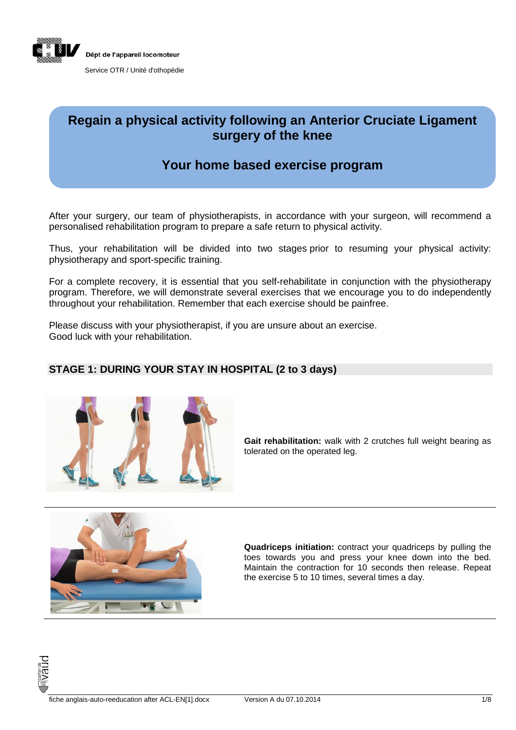Dépt de l'appareil locomoteur

Service OTR / Unité d'othopédie

# Regain a physical activity following an Anterior Cruciate Ligament surgery of the knee

## Your home based exercise program

After your surgery, our team of physiotherapists, in accordance with your surgeon, will recommend a personalised rehabilitation program to prepare a safe return to physical activity.

Thus, your rehabilitation will be divided into two stages prior to resuming your physical activity: physiotherapy and sport-specific training.

For a complete recovery, it is essential that you self-rehabilitate in conjunction with the physiotherapy program. Therefore, we will demonstrate several exercises that we encourage you to do independently throughout your rehabilitation. Remember that each exercise should be painfree.

Please discuss with your physiotherapist, if you are unsure about an exercise.
Good luck with your rehabilitation.

## STAGE 1: DURING YOUR STAY IN HOSPITAL (2 to 3 days)

**Gait rehabilitation:** walk with 2 crutches full weight bearing as tolerated on the operated leg.

**Quadriceps initiation:** contract your quadriceps by pulling the toes towards you and press your knee down into the bed. Maintain the contraction for 10 seconds then release. Repeat the exercise 5 to 10 times, several times a day.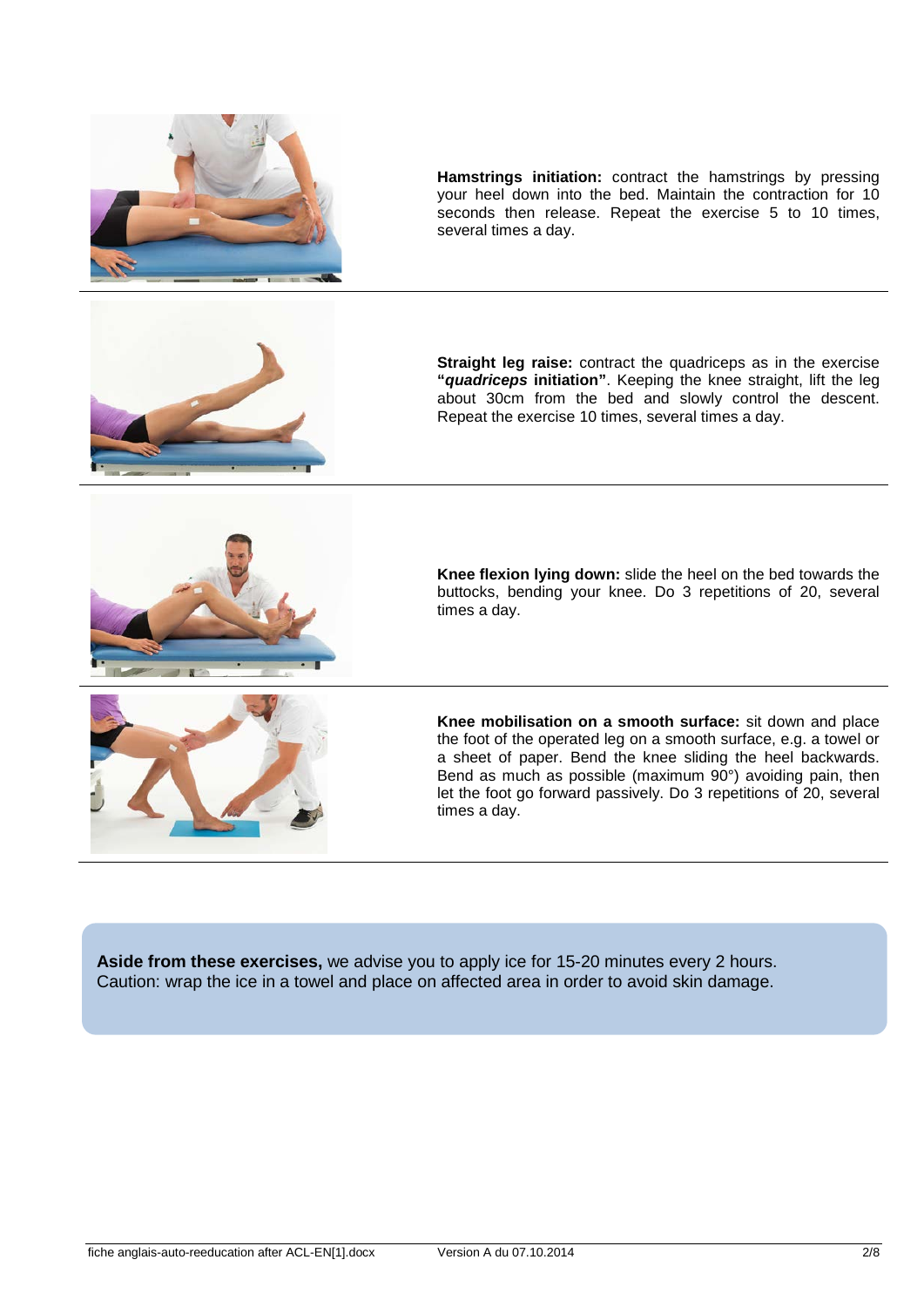**Hamstrings initiation:** contract the hamstrings by pressing your heel down into the bed. Maintain the contraction for 10 seconds then release. Repeat the exercise 5 to 10 times, several times a day.

---

**Straight leg raise:** contract the quadriceps as in the exercise **"*quadriceps* initiation"**. Keeping the knee straight, lift the leg about 30cm from the bed and slowly control the descent. Repeat the exercise 10 times, several times a day.

---

**Knee flexion lying down:** slide the heel on the bed towards the buttocks, bending your knee. Do 3 repetitions of 20, several times a day.

---

**Knee mobilisation on a smooth surface:** sit down and place the foot of the operated leg on a smooth surface, e.g. a towel or a sheet of paper. Bend the knee sliding the heel backwards. Bend as much as possible (maximum 90°) avoiding pain, then let the foot go forward passively. Do 3 repetitions of 20, several times a day.

---

**Aside from these exercises,** we advise you to apply ice for 15-20 minutes every 2 hours.
Caution: wrap the ice in a towel and place on affected area in order to avoid skin damage.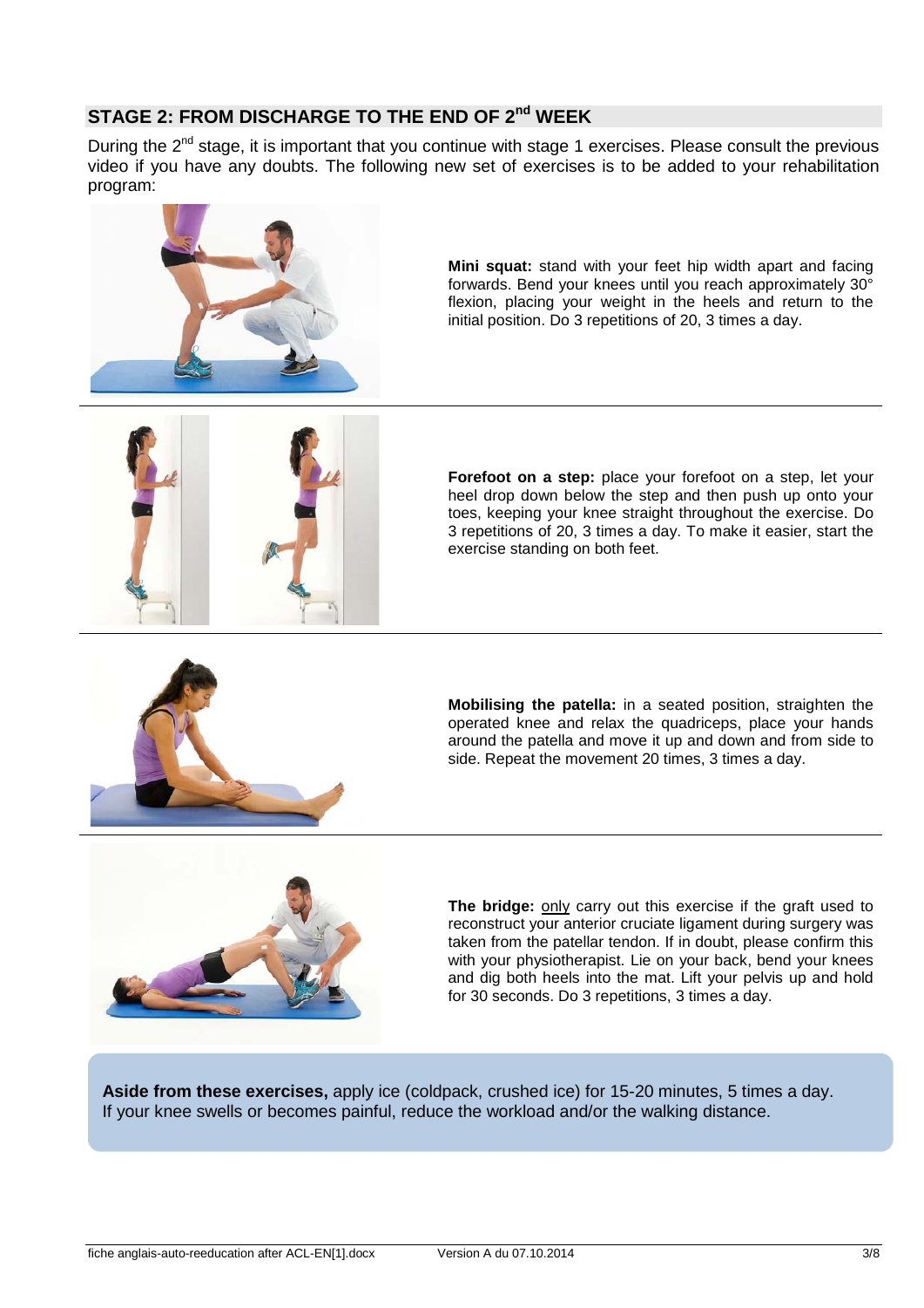## STAGE 2: FROM DISCHARGE TO THE END OF 2nd WEEK

During the 2nd stage, it is important that you continue with stage 1 exercises. Please consult the previous video if you have any doubts. The following new set of exercises is to be added to your rehabilitation program:

**Mini squat:** stand with your feet hip width apart and facing forwards. Bend your knees until you reach approximately 30° flexion, placing your weight in the heels and return to the initial position. Do 3 repetitions of 20, 3 times a day.

---

**Forefoot on a step:** place your forefoot on a step, let your heel drop down below the step and then push up onto your toes, keeping your knee straight throughout the exercise. Do 3 repetitions of 20, 3 times a day. To make it easier, start the exercise standing on both feet.

---

**Mobilising the patella:** in a seated position, straighten the operated knee and relax the quadriceps, place your hands around the patella and move it up and down and from side to side. Repeat the movement 20 times, 3 times a day.

---

**The bridge:** only carry out this exercise if the graft used to reconstruct your anterior cruciate ligament during surgery was taken from the patellar tendon. If in doubt, please confirm this with your physiotherapist. Lie on your back, bend your knees and dig both heels into the mat. Lift your pelvis up and hold for 30 seconds. Do 3 repetitions, 3 times a day.

**Aside from these exercises,** apply ice (coldpack, crushed ice) for 15-20 minutes, 5 times a day. If your knee swells or becomes painful, reduce the workload and/or the walking distance.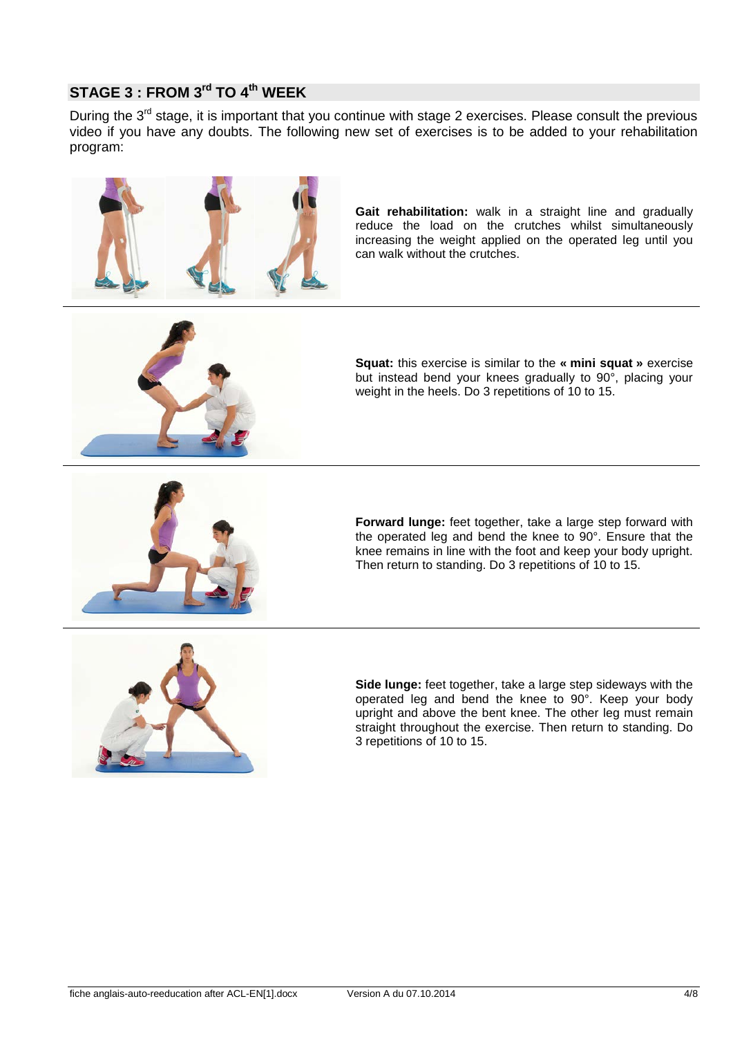## STAGE 3 : FROM 3rd TO 4th WEEK

During the 3rd stage, it is important that you continue with stage 2 exercises. Please consult the previous video if you have any doubts. The following new set of exercises is to be added to your rehabilitation program:

**Gait rehabilitation:** walk in a straight line and gradually reduce the load on the crutches whilst simultaneously increasing the weight applied on the operated leg until you can walk without the crutches.

---

**Squat:** this exercise is similar to the **« mini squat »** exercise but instead bend your knees gradually to 90°, placing your weight in the heels. Do 3 repetitions of 10 to 15.

---

**Forward lunge:** feet together, take a large step forward with the operated leg and bend the knee to 90°. Ensure that the knee remains in line with the foot and keep your body upright. Then return to standing. Do 3 repetitions of 10 to 15.

---

**Side lunge:** feet together, take a large step sideways with the operated leg and bend the knee to 90°. Keep your body upright and above the bent knee. The other leg must remain straight throughout the exercise. Then return to standing. Do 3 repetitions of 10 to 15.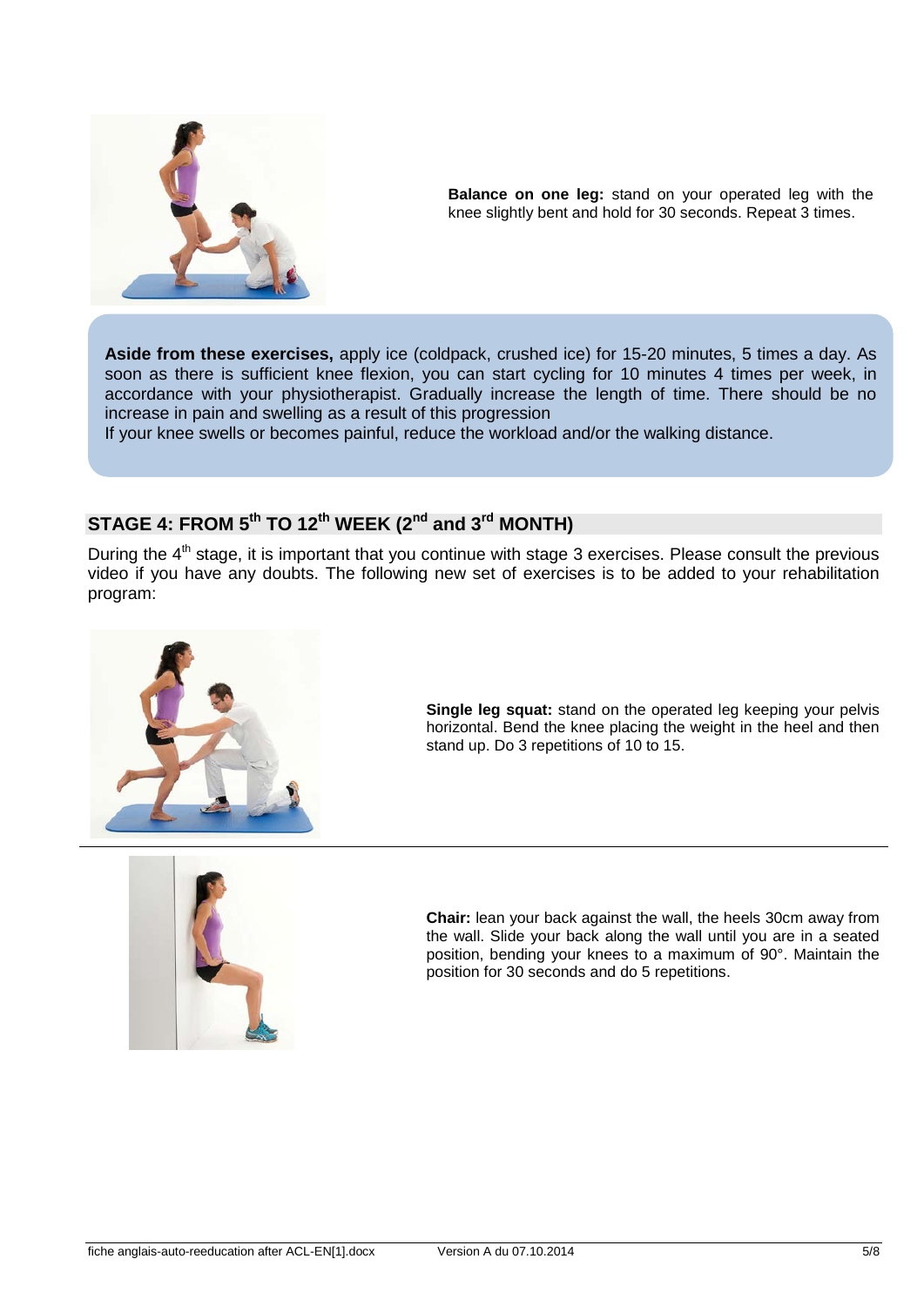**Balance on one leg:** stand on your operated leg with the knee slightly bent and hold for 30 seconds. Repeat 3 times.

**Aside from these exercises,** apply ice (coldpack, crushed ice) for 15-20 minutes, 5 times a day. As soon as there is sufficient knee flexion, you can start cycling for 10 minutes 4 times per week, in accordance with your physiotherapist. Gradually increase the length of time. There should be no increase in pain and swelling as a result of this progression

If your knee swells or becomes painful, reduce the workload and/or the walking distance.

## STAGE 4: FROM 5th TO 12th WEEK (2nd and 3rd MONTH)

During the 4th stage, it is important that you continue with stage 3 exercises. Please consult the previous video if you have any doubts. The following new set of exercises is to be added to your rehabilitation program:

**Single leg squat:** stand on the operated leg keeping your pelvis horizontal. Bend the knee placing the weight in the heel and then stand up. Do 3 repetitions of 10 to 15.

**Chair:** lean your back against the wall, the heels 30cm away from the wall. Slide your back along the wall until you are in a seated position, bending your knees to a maximum of 90°. Maintain the position for 30 seconds and do 5 repetitions.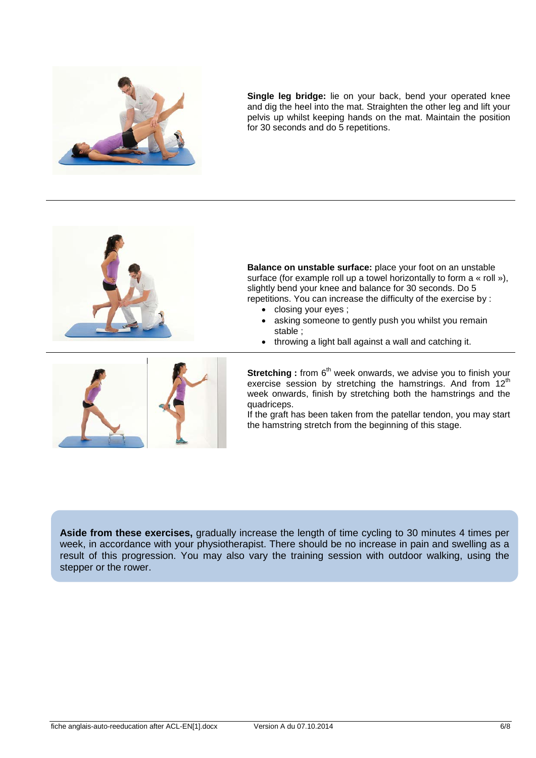**Single leg bridge:** lie on your back, bend your operated knee and dig the heel into the mat. Straighten the other leg and lift your pelvis up whilst keeping hands on the mat. Maintain the position for 30 seconds and do 5 repetitions.

---

**Balance on unstable surface:** place your foot on an unstable surface (for example roll up a towel horizontally to form a « roll »), slightly bend your knee and balance for 30 seconds. Do 5 repetitions. You can increase the difficulty of the exercise by :

- closing your eyes ;
- asking someone to gently push you whilst you remain stable ;
- throwing a light ball against a wall and catching it.

---

**Stretching :** from 6th week onwards, we advise you to finish your exercise session by stretching the hamstrings. And from 12th week onwards, finish by stretching both the hamstrings and the quadriceps.

If the graft has been taken from the patellar tendon, you may start the hamstring stretch from the beginning of this stage.

**Aside from these exercises,** gradually increase the length of time cycling to 30 minutes 4 times per week, in accordance with your physiotherapist. There should be no increase in pain and swelling as a result of this progression. You may also vary the training session with outdoor walking, using the stepper or the rower.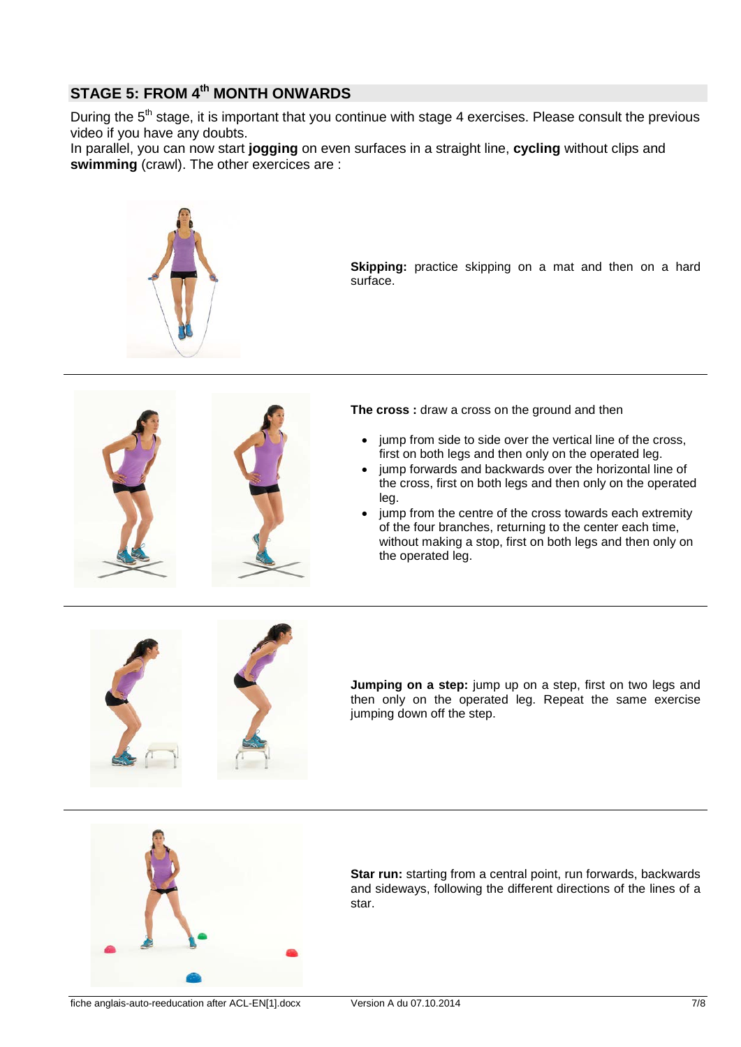## STAGE 5: FROM 4th MONTH ONWARDS

During the 5th stage, it is important that you continue with stage 4 exercises. Please consult the previous video if you have any doubts.
In parallel, you can now start **jogging** on even surfaces in a straight line, **cycling** without clips and **swimming** (crawl). The other exercices are :

**Skipping:** practice skipping on a mat and then on a hard surface.

---

**The cross :** draw a cross on the ground and then

- jump from side to side over the vertical line of the cross, first on both legs and then only on the operated leg.
- jump forwards and backwards over the horizontal line of the cross, first on both legs and then only on the operated leg.
- jump from the centre of the cross towards each extremity of the four branches, returning to the center each time, without making a stop, first on both legs and then only on the operated leg.

---

**Jumping on a step:** jump up on a step, first on two legs and then only on the operated leg. Repeat the same exercise jumping down off the step.

---

**Star run:** starting from a central point, run forwards, backwards and sideways, following the different directions of the lines of a star.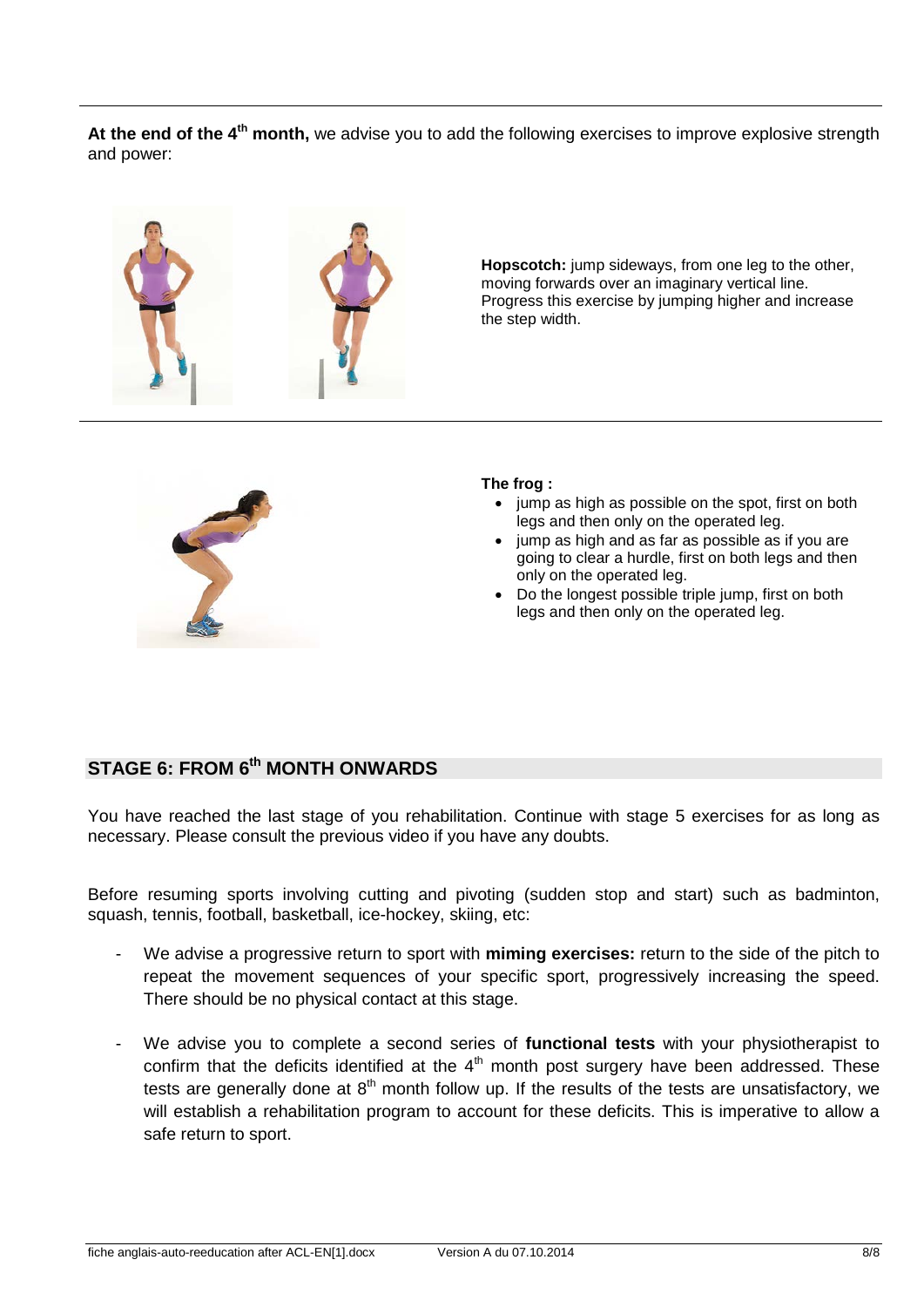**At the end of the 4th month,** we advise you to add the following exercises to improve explosive strength and power:

**Hopscotch:** jump sideways, from one leg to the other, moving forwards over an imaginary vertical line. Progress this exercise by jumping higher and increase the step width.

**The frog :**

- jump as high as possible on the spot, first on both legs and then only on the operated leg.
- jump as high and as far as possible as if you are going to clear a hurdle, first on both legs and then only on the operated leg.
- Do the longest possible triple jump, first on both legs and then only on the operated leg.

## STAGE 6: FROM 6th MONTH ONWARDS

You have reached the last stage of you rehabilitation. Continue with stage 5 exercises for as long as necessary. Please consult the previous video if you have any doubts.

Before resuming sports involving cutting and pivoting (sudden stop and start) such as badminton, squash, tennis, football, basketball, ice-hockey, skiing, etc:

- We advise a progressive return to sport with **miming exercises:** return to the side of the pitch to repeat the movement sequences of your specific sport, progressively increasing the speed. There should be no physical contact at this stage.
- We advise you to complete a second series of **functional tests** with your physiotherapist to confirm that the deficits identified at the 4th month post surgery have been addressed. These tests are generally done at 8th month follow up. If the results of the tests are unsatisfactory, we will establish a rehabilitation program to account for these deficits. This is imperative to allow a safe return to sport.